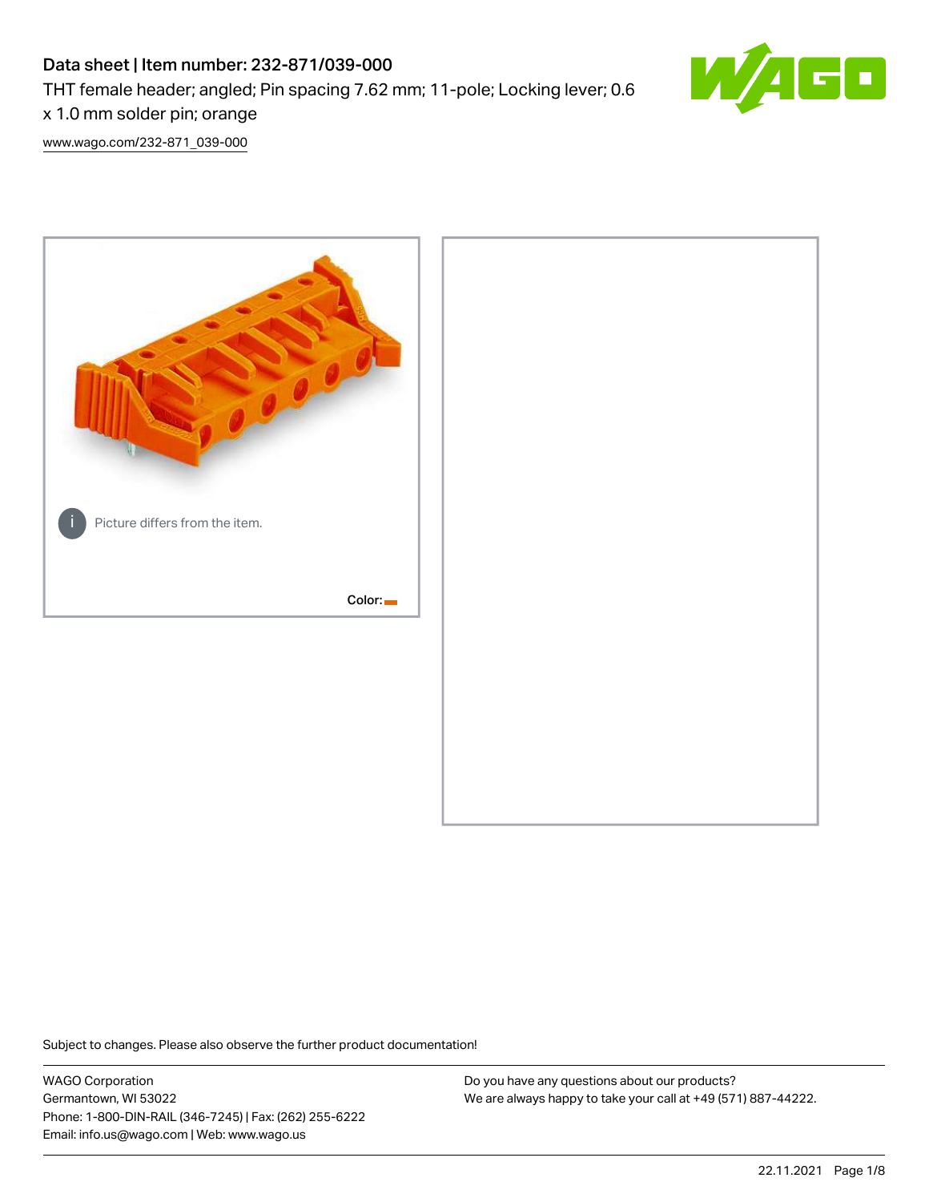# Data sheet | Item number: 232-871/039-000

THT female header; angled; Pin spacing 7.62 mm; 11-pole; Locking lever; 0.6 x 1.0 mm solder pin; orange

www.wago.com/232-871_039-000

Picture differs from the item.

Color:

Subject to changes. Please also observe the further product documentation!

WAGO Corporation
Germantown, WI 53022
Phone: 1-800-DIN-RAIL (346-7245) | Fax: (262) 255-6222
Email: info.us@wago.com | Web: www.wago.us

Do you have any questions about our products?
We are always happy to take your call at +49 (571) 887-44222.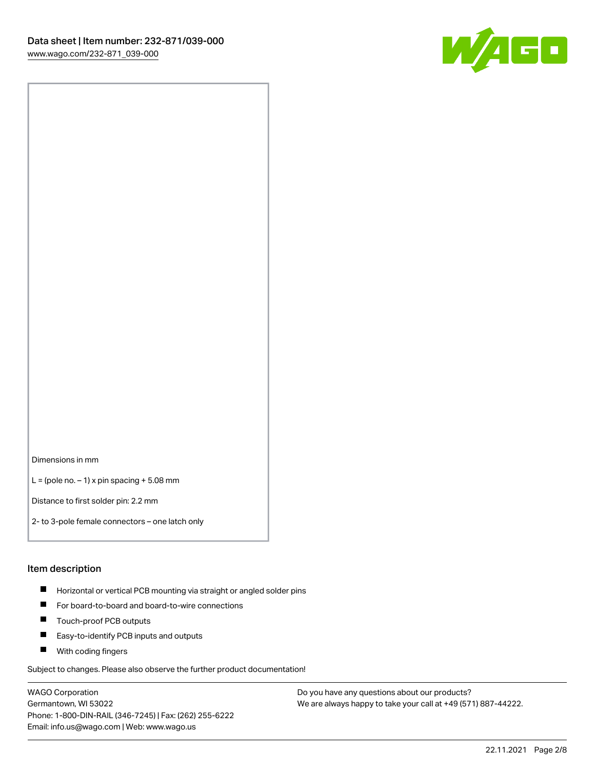Dimensions in mm

L = (pole no. − 1) x pin spacing + 5.08 mm

Distance to first solder pin: 2.2 mm

2- to 3-pole female connectors – one latch only

## Item description

- Horizontal or vertical PCB mounting via straight or angled solder pins
- For board-to-board and board-to-wire connections
- Touch-proof PCB outputs
- Easy-to-identify PCB inputs and outputs
- With coding fingers

Subject to changes. Please also observe the further product documentation!

WAGO Corporation
Germantown, WI 53022
Phone: 1-800-DIN-RAIL (346-7245) | Fax: (262) 255-6222
Email: info.us@wago.com | Web: www.wago.us

Do you have any questions about our products?
We are always happy to take your call at +49 (571) 887-44222.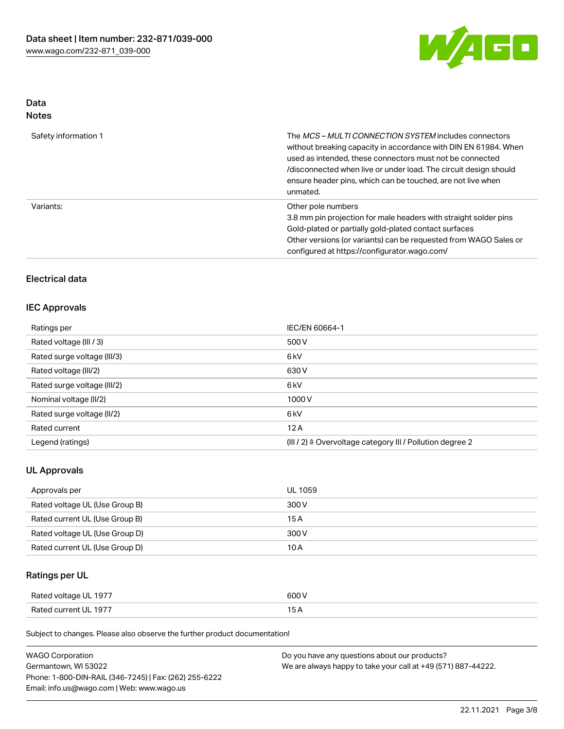## Data
### Notes

| | |
|---|---|
| Safety information 1 | The *MCS – MULTI CONNECTION SYSTEM* includes connectors without breaking capacity in accordance with DIN EN 61984. When used as intended, these connectors must not be connected /disconnected when live or under load. The circuit design should ensure header pins, which can be touched, are not live when unmated. |
| Variants: | Other pole numbers<br>3.8 mm pin projection for male headers with straight solder pins<br>Gold-plated or partially gold-plated contact surfaces<br>Other versions (or variants) can be requested from WAGO Sales or configured at https://configurator.wago.com/ |

## Electrical data

### IEC Approvals

| | |
|---|---|
| Ratings per | IEC/EN 60664-1 |
| Rated voltage (III / 3) | 500 V |
| Rated surge voltage (III/3) | 6 kV |
| Rated voltage (III/2) | 630 V |
| Rated surge voltage (III/2) | 6 kV |
| Nominal voltage (II/2) | 1000 V |
| Rated surge voltage (II/2) | 6 kV |
| Rated current | 12 A |
| Legend (ratings) | (III / 2) ≙ Overvoltage category III / Pollution degree 2 |

### UL Approvals

| | |
|---|---|
| Approvals per | UL 1059 |
| Rated voltage UL (Use Group B) | 300 V |
| Rated current UL (Use Group B) | 15 A |
| Rated voltage UL (Use Group D) | 300 V |
| Rated current UL (Use Group D) | 10 A |

### Ratings per UL

| | |
|---|---|
| Rated voltage UL 1977 | 600 V |
| Rated current UL 1977 | 15 A |

Subject to changes. Please also observe the further product documentation!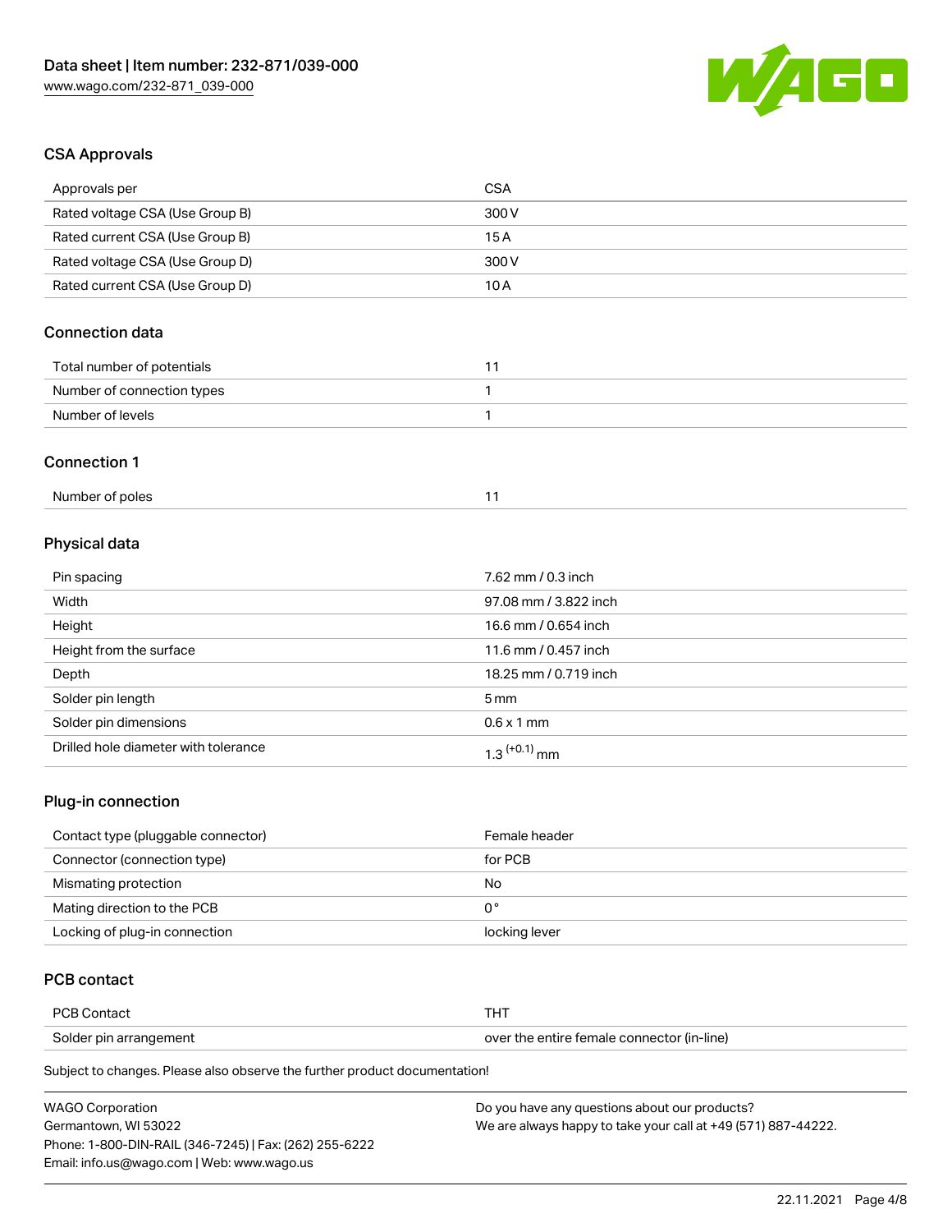## CSA Approvals

| Approvals per | CSA |
| --- | --- |
| Rated voltage CSA (Use Group B) | 300 V |
| Rated current CSA (Use Group B) | 15 A |
| Rated voltage CSA (Use Group D) | 300 V |
| Rated current CSA (Use Group D) | 10 A |

## Connection data

| Total number of potentials | 11 |
| --- | --- |
| Number of connection types | 1 |
| Number of levels | 1 |

## Connection 1

| Number of poles | 11 |
| --- | --- |

## Physical data

| Pin spacing | 7.62 mm / 0.3 inch |
| --- | --- |
| Width | 97.08 mm / 3.822 inch |
| Height | 16.6 mm / 0.654 inch |
| Height from the surface | 11.6 mm / 0.457 inch |
| Depth | 18.25 mm / 0.719 inch |
| Solder pin length | 5 mm |
| Solder pin dimensions | 0.6 x 1 mm |
| Drilled hole diameter with tolerance | $1.3^{(+0.1)}$ mm |

## Plug-in connection

| Contact type (pluggable connector) | Female header |
| --- | --- |
| Connector (connection type) | for PCB |
| Mismatching protection | No |
| Mating direction to the PCB | 0 ° |
| Locking of plug-in connection | locking lever |

## PCB contact

| PCB Contact | THT |
| --- | --- |
| Solder pin arrangement | over the entire female connector (in-line) |

Subject to changes. Please also observe the further product documentation!

WAGO Corporation
Germantown, WI 53022
Phone: 1-800-DIN-RAIL (346-7245) | Fax: (262) 255-6222
Email: info.us@wago.com | Web: www.wago.us

Do you have any questions about our products?
We are always happy to take your call at +49 (571) 887-44222.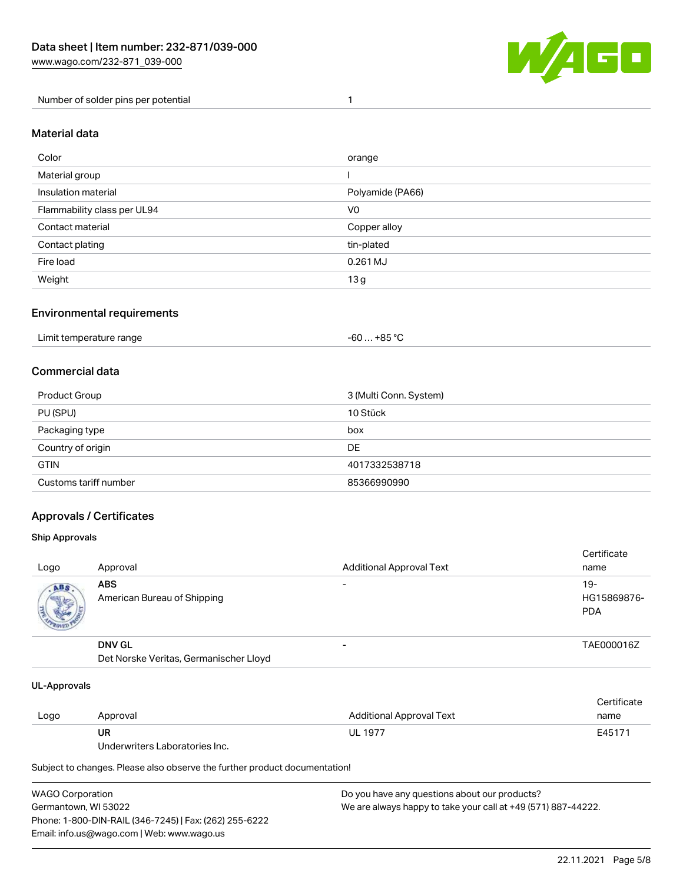| Number of solder pins per potential | 1 |
| --- | --- |

## Material data

| Color | orange |
| --- | --- |
| Material group | I |
| Insulation material | Polyamide (PA66) |
| Flammability class per UL94 | V0 |
| Contact material | Copper alloy |
| Contact plating | tin-plated |
| Fire load | 0.261 MJ |
| Weight | 13 g |

## Environmental requirements

| Limit temperature range | -60 … +85 °C |
| --- | --- |

## Commercial data

| Product Group | 3 (Multi Conn. System) |
| --- | --- |
| PU (SPU) | 10 Stück |
| Packaging type | box |
| Country of origin | DE |
| GTIN | 4017332538718 |
| Customs tariff number | 85366990990 |

## Approvals / Certificates

### Ship Approvals

| Logo | Approval | Additional Approval Text | Certificate name |
| --- | --- | --- | --- |
| | **ABS** American Bureau of Shipping | - | 19-HG15869876-PDA |
| | **DNV GL** Det Norske Veritas, Germanischer Lloyd | - | TAE000016Z |

### UL-Approvals

| Logo | Approval | Additional Approval Text | Certificate name |
| --- | --- | --- | --- |
| | **UR** Underwriters Laboratories Inc. | UL 1977 | E45171 |

Subject to changes. Please also observe the further product documentation!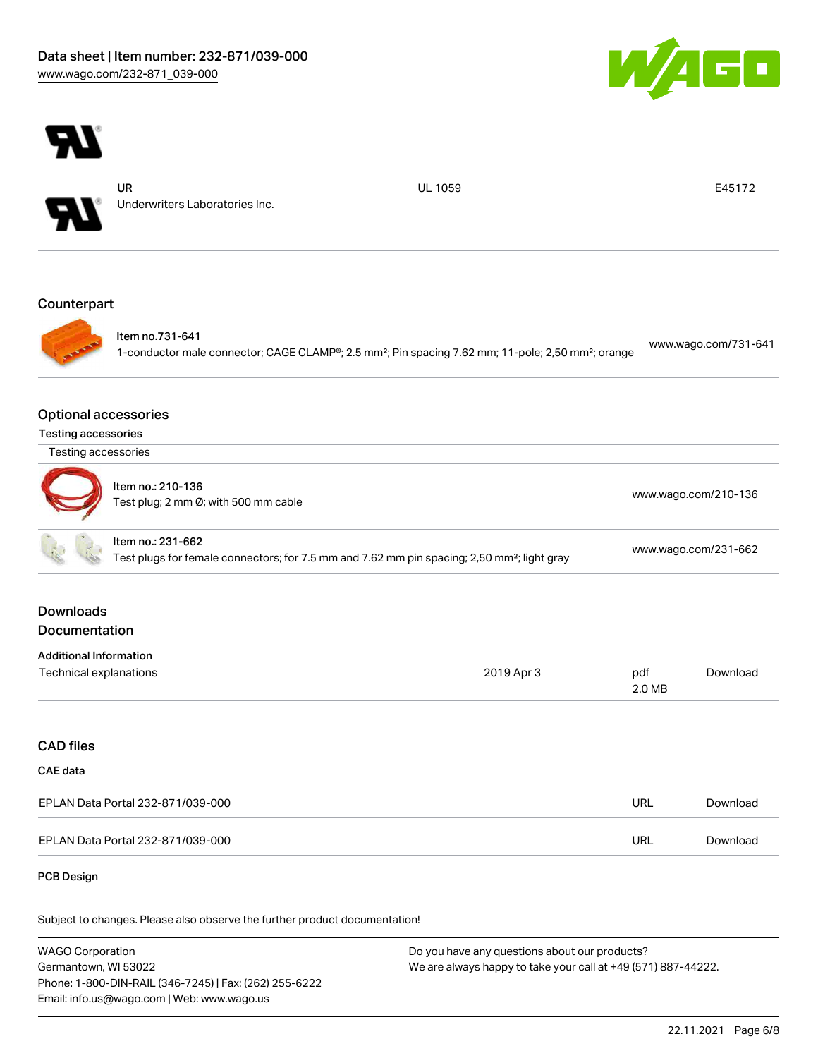| | UR<br>Underwriters Laboratories Inc. | UL 1059 | E45172 |
|---|---|---|---|

## Counterpart

| Item no.731-641<br>1-conductor male connector; CAGE CLAMP®; 2.5 mm²; Pin spacing 7.62 mm; 11-pole; 2,50 mm²; orange | www.wago.com/731-641 |
|---|---|

## Optional accessories

### Testing accessories

| Testing accessories | |
|---|---|
| Item no.: 210-136<br>Test plug; 2 mm Ø; with 500 mm cable | www.wago.com/210-136 |
| Item no.: 231-662<br>Test plugs for female connectors; for 7.5 mm and 7.62 mm pin spacing; 2,50 mm²; light gray | www.wago.com/231-662 |

## Downloads

## Documentation

### Additional Information

| Technical explanations | 2019 Apr 3 | pdf<br>2.0 MB | Download |
|---|---|---|---|

## CAD files

### CAE data

| EPLAN Data Portal 232-871/039-000 | URL | Download |
|---|---|---|
| EPLAN Data Portal 232-871/039-000 | URL | Download |

### PCB Design

Subject to changes. Please also observe the further product documentation!

WAGO Corporation
Germantown, WI 53022
Phone: 1-800-DIN-RAIL (346-7245) | Fax: (262) 255-6222
Email: info.us@wago.com | Web: www.wago.us

Do you have any questions about our products?
We are always happy to take your call at +49 (571) 887-44222.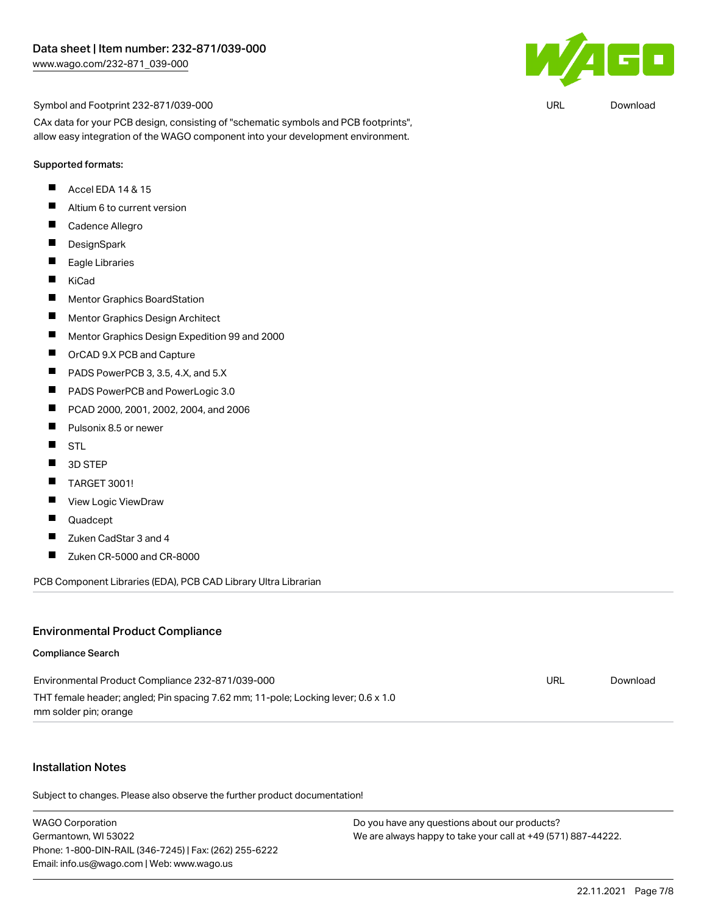Symbol and Footprint 232-871/039-000 | URL | Download

CAx data for your PCB design, consisting of "schematic symbols and PCB footprints", allow easy integration of the WAGO component into your development environment.

Supported formats:

- Accel EDA 14 & 15
- Altium 6 to current version
- Cadence Allegro
- DesignSpark
- Eagle Libraries
- KiCad
- Mentor Graphics BoardStation
- Mentor Graphics Design Architect
- Mentor Graphics Design Expedition 99 and 2000
- OrCAD 9.X PCB and Capture
- PADS PowerPCB 3, 3.5, 4.X, and 5.X
- PADS PowerPCB and PowerLogic 3.0
- PCAD 2000, 2001, 2002, 2004, and 2006
- Pulsonix 8.5 or newer
- STL
- 3D STEP
- TARGET 3001!
- View Logic ViewDraw
- Quadcept
- Zuken CadStar 3 and 4
- Zuken CR-5000 and CR-8000

PCB Component Libraries (EDA), PCB CAD Library Ultra Librarian

## Environmental Product Compliance

### Compliance Search

Environmental Product Compliance 232-871/039-000 | URL | Download

THT female header; angled; Pin spacing 7.62 mm; 11-pole; Locking lever; 0.6 x 1.0 mm solder pin; orange

## Installation Notes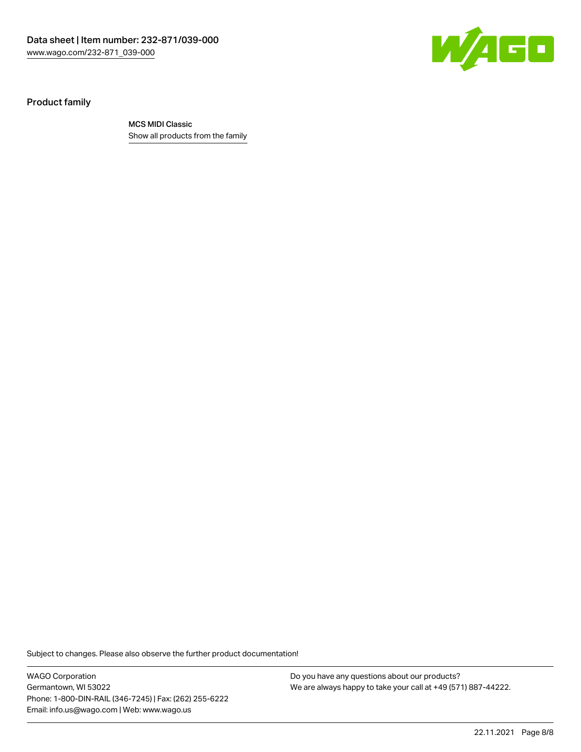## Product family

MCS MIDI Classic

Show all products from the family

Subject to changes. Please also observe the further product documentation!

WAGO Corporation
Germantown, WI 53022
Phone: 1-800-DIN-RAIL (346-7245) | Fax: (262) 255-6222
Email: info.us@wago.com | Web: www.wago.us

Do you have any questions about our products?
We are always happy to take your call at +49 (571) 887-44222.